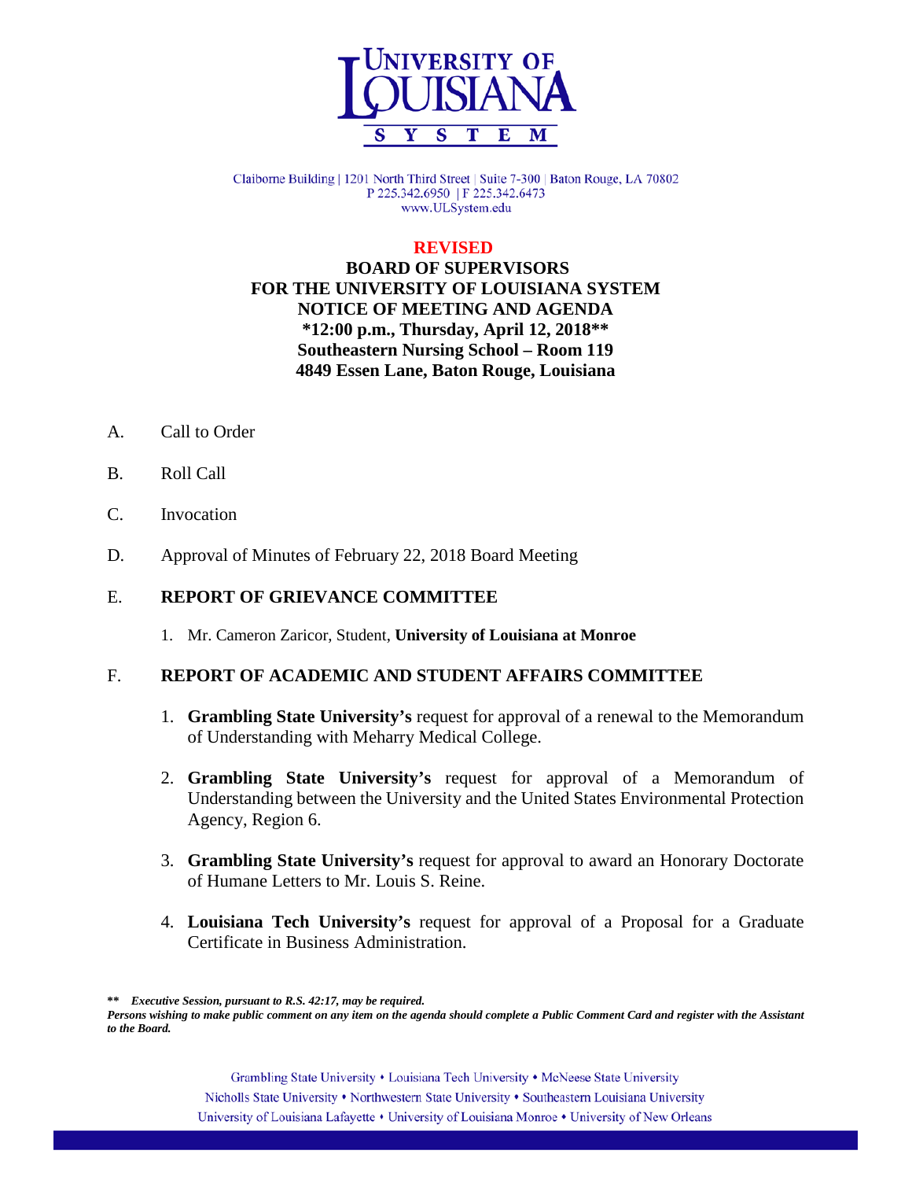# UNIVERSITY OF LOUISIANA SYSTEM

Claiborne Building | 1201 North Third Street | Suite 7-300 | Baton Rouge, LA 70802
P 225.342.6950 | F 225.342.6473
www.ULSystem.edu

**REVISED**

**BOARD OF SUPERVISORS**
**FOR THE UNIVERSITY OF LOUISIANA SYSTEM**
**NOTICE OF MEETING AND AGENDA**
**\*12:00 p.m., Thursday, April 12, 2018\*\***
**Southeastern Nursing School – Room 119**
**4849 Essen Lane, Baton Rouge, Louisiana**

A. Call to Order

B. Roll Call

C. Invocation

D. Approval of Minutes of February 22, 2018 Board Meeting

E. **REPORT OF GRIEVANCE COMMITTEE**

1. Mr. Cameron Zaricor, Student, **University of Louisiana at Monroe**

F. **REPORT OF ACADEMIC AND STUDENT AFFAIRS COMMITTEE**

1. **Grambling State University's** request for approval of a renewal to the Memorandum of Understanding with Meharry Medical College.

2. **Grambling State University's** request for approval of a Memorandum of Understanding between the University and the United States Environmental Protection Agency, Region 6.

3. **Grambling State University's** request for approval to award an Honorary Doctorate of Humane Letters to Mr. Louis S. Reine.

4. **Louisiana Tech University's** request for approval of a Proposal for a Graduate Certificate in Business Administration.

*\*\* Executive Session, pursuant to R.S. 42:17, may be required.*
*Persons wishing to make public comment on any item on the agenda should complete a Public Comment Card and register with the Assistant to the Board.*

Grambling State University • Louisiana Tech University • McNeese State University
Nicholls State University • Northwestern State University • Southeastern Louisiana University
University of Louisiana Lafayette • University of Louisiana Monroe • University of New Orleans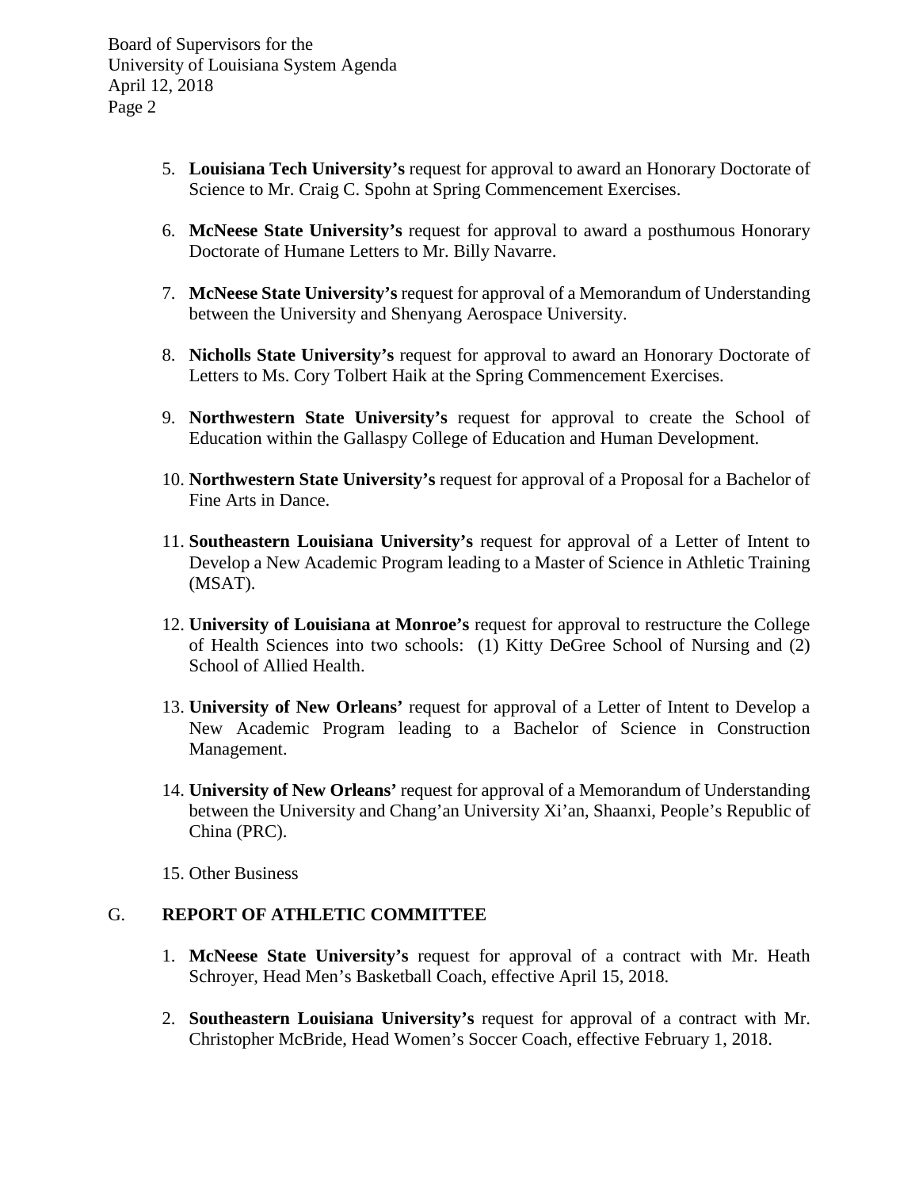5. **Louisiana Tech University's** request for approval to award an Honorary Doctorate of Science to Mr. Craig C. Spohn at Spring Commencement Exercises.

6. **McNeese State University's** request for approval to award a posthumous Honorary Doctorate of Humane Letters to Mr. Billy Navarre.

7. **McNeese State University's** request for approval of a Memorandum of Understanding between the University and Shenyang Aerospace University.

8. **Nicholls State University's** request for approval to award an Honorary Doctorate of Letters to Ms. Cory Tolbert Haik at the Spring Commencement Exercises.

9. **Northwestern State University's** request for approval to create the School of Education within the Gallaspy College of Education and Human Development.

10. **Northwestern State University's** request for approval of a Proposal for a Bachelor of Fine Arts in Dance.

11. **Southeastern Louisiana University's** request for approval of a Letter of Intent to Develop a New Academic Program leading to a Master of Science in Athletic Training (MSAT).

12. **University of Louisiana at Monroe's** request for approval to restructure the College of Health Sciences into two schools: (1) Kitty DeGree School of Nursing and (2) School of Allied Health.

13. **University of New Orleans'** request for approval of a Letter of Intent to Develop a New Academic Program leading to a Bachelor of Science in Construction Management.

14. **University of New Orleans'** request for approval of a Memorandum of Understanding between the University and Chang'an University Xi'an, Shaanxi, People's Republic of China (PRC).

15. Other Business

## G. REPORT OF ATHLETIC COMMITTEE

1. **McNeese State University's** request for approval of a contract with Mr. Heath Schroyer, Head Men's Basketball Coach, effective April 15, 2018.

2. **Southeastern Louisiana University's** request for approval of a contract with Mr. Christopher McBride, Head Women's Soccer Coach, effective February 1, 2018.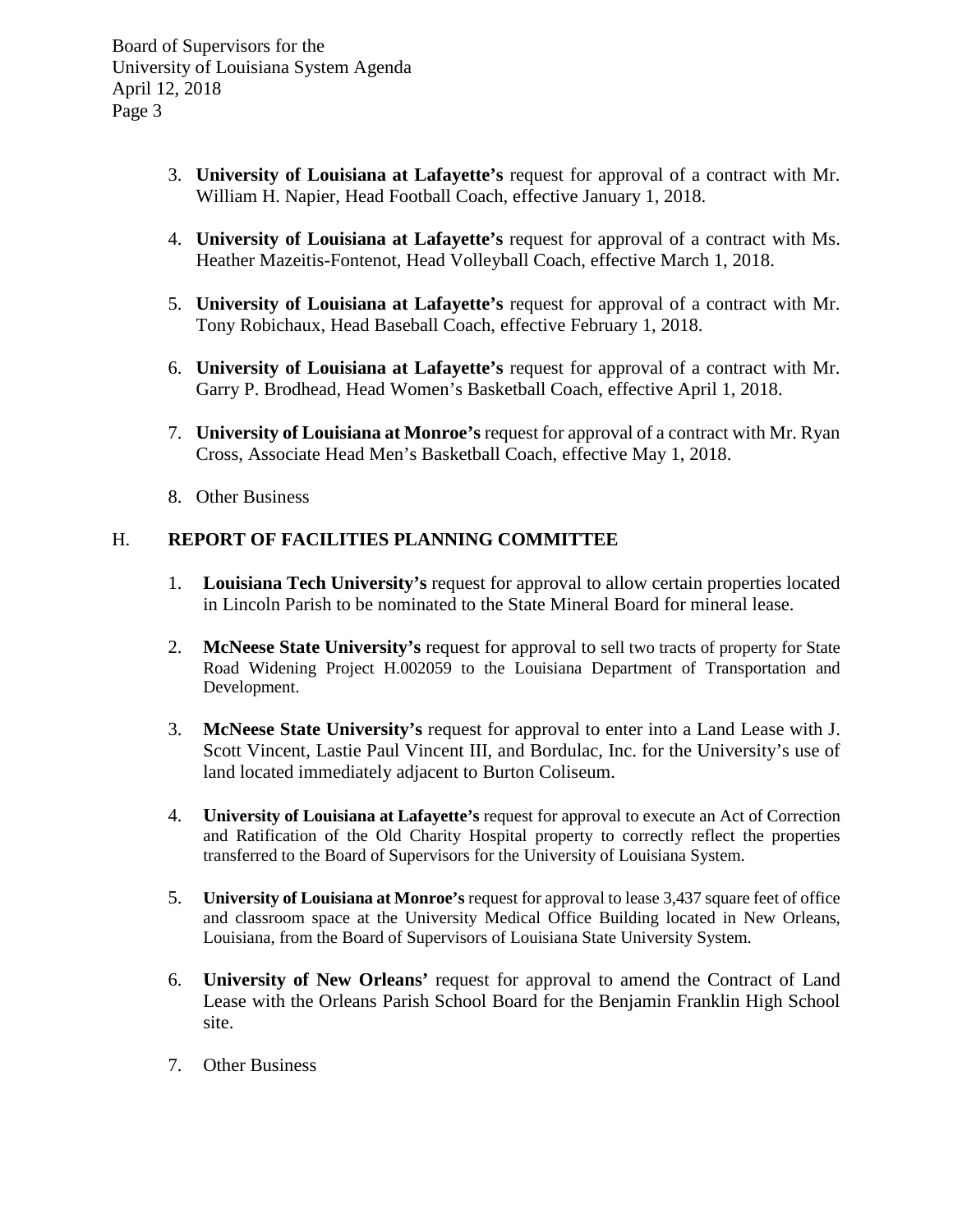3. **University of Louisiana at Lafayette's** request for approval of a contract with Mr. William H. Napier, Head Football Coach, effective January 1, 2018.

4. **University of Louisiana at Lafayette's** request for approval of a contract with Ms. Heather Mazeitis-Fontenot, Head Volleyball Coach, effective March 1, 2018.

5. **University of Louisiana at Lafayette's** request for approval of a contract with Mr. Tony Robichaux, Head Baseball Coach, effective February 1, 2018.

6. **University of Louisiana at Lafayette's** request for approval of a contract with Mr. Garry P. Brodhead, Head Women's Basketball Coach, effective April 1, 2018.

7. **University of Louisiana at Monroe's** request for approval of a contract with Mr. Ryan Cross, Associate Head Men's Basketball Coach, effective May 1, 2018.

8. Other Business

## H. REPORT OF FACILITIES PLANNING COMMITTEE

1. **Louisiana Tech University's** request for approval to allow certain properties located in Lincoln Parish to be nominated to the State Mineral Board for mineral lease.

2. **McNeese State University's** request for approval to sell two tracts of property for State Road Widening Project H.002059 to the Louisiana Department of Transportation and Development.

3. **McNeese State University's** request for approval to enter into a Land Lease with J. Scott Vincent, Lastie Paul Vincent III, and Bordulac, Inc. for the University's use of land located immediately adjacent to Burton Coliseum.

4. **University of Louisiana at Lafayette's** request for approval to execute an Act of Correction and Ratification of the Old Charity Hospital property to correctly reflect the properties transferred to the Board of Supervisors for the University of Louisiana System.

5. **University of Louisiana at Monroe's** request for approval to lease 3,437 square feet of office and classroom space at the University Medical Office Building located in New Orleans, Louisiana, from the Board of Supervisors of Louisiana State University System.

6. **University of New Orleans'** request for approval to amend the Contract of Land Lease with the Orleans Parish School Board for the Benjamin Franklin High School site.

7. Other Business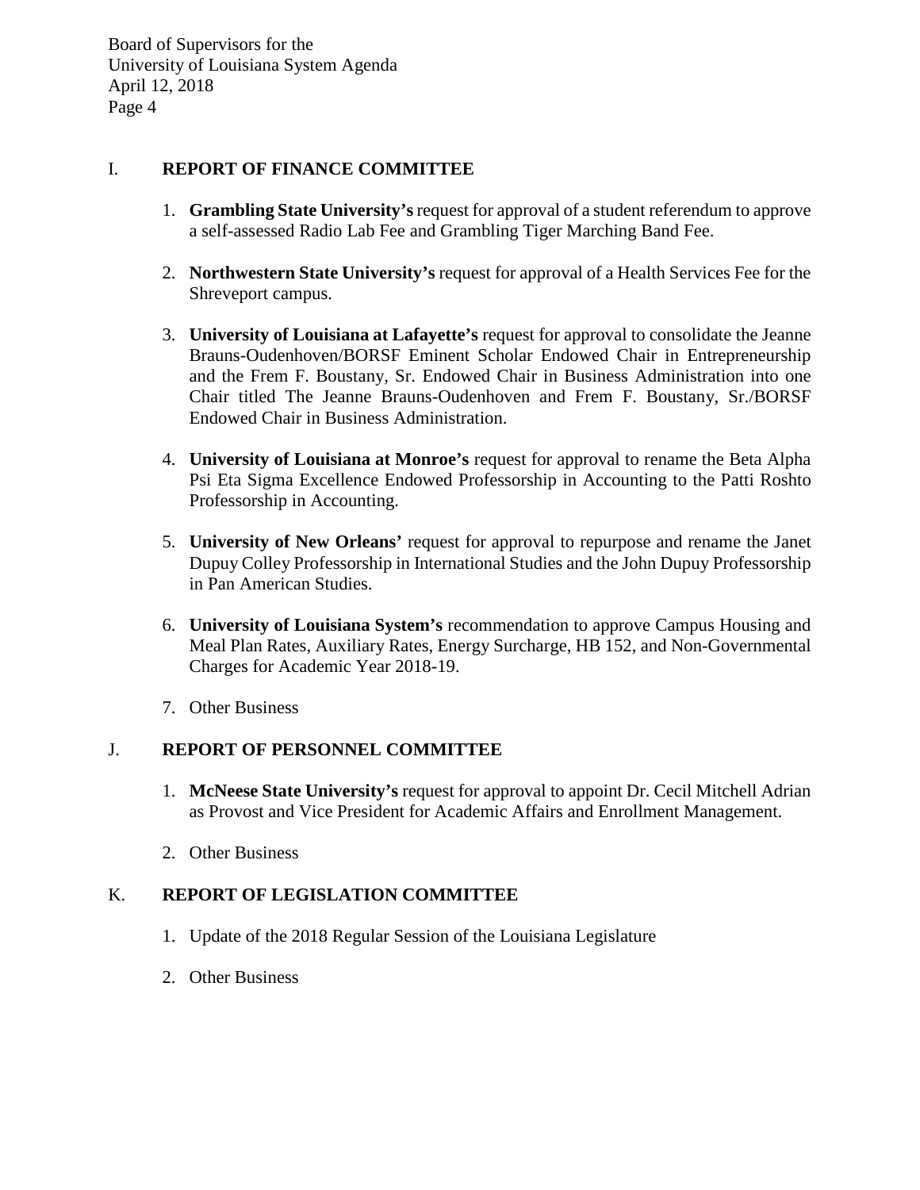## I. REPORT OF FINANCE COMMITTEE

1. **Grambling State University's** request for approval of a student referendum to approve a self-assessed Radio Lab Fee and Grambling Tiger Marching Band Fee.

2. **Northwestern State University's** request for approval of a Health Services Fee for the Shreveport campus.

3. **University of Louisiana at Lafayette's** request for approval to consolidate the Jeanne Brauns-Oudenhoven/BORSF Eminent Scholar Endowed Chair in Entrepreneurship and the Frem F. Boustany, Sr. Endowed Chair in Business Administration into one Chair titled The Jeanne Brauns-Oudenhoven and Frem F. Boustany, Sr./BORSF Endowed Chair in Business Administration.

4. **University of Louisiana at Monroe's** request for approval to rename the Beta Alpha Psi Eta Sigma Excellence Endowed Professorship in Accounting to the Patti Roshto Professorship in Accounting.

5. **University of New Orleans'** request for approval to repurpose and rename the Janet Dupuy Colley Professorship in International Studies and the John Dupuy Professorship in Pan American Studies.

6. **University of Louisiana System's** recommendation to approve Campus Housing and Meal Plan Rates, Auxiliary Rates, Energy Surcharge, HB 152, and Non-Governmental Charges for Academic Year 2018-19.

7. Other Business

## J. REPORT OF PERSONNEL COMMITTEE

1. **McNeese State University's** request for approval to appoint Dr. Cecil Mitchell Adrian as Provost and Vice President for Academic Affairs and Enrollment Management.

2. Other Business

## K. REPORT OF LEGISLATION COMMITTEE

1. Update of the 2018 Regular Session of the Louisiana Legislature

2. Other Business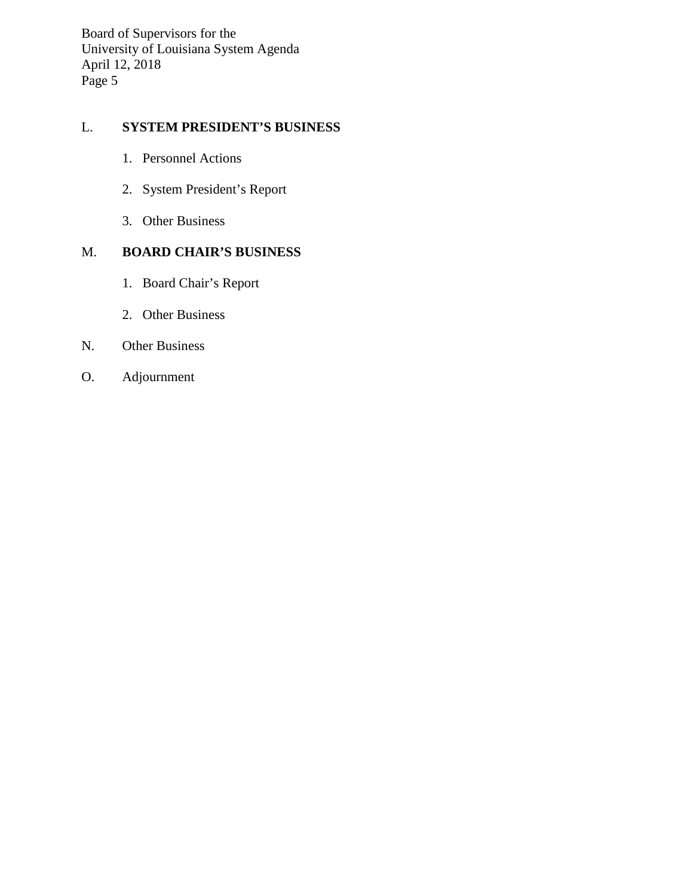L. **SYSTEM PRESIDENT'S BUSINESS**

1. Personnel Actions

2. System President's Report

3. Other Business

M. **BOARD CHAIR'S BUSINESS**

1. Board Chair's Report

2. Other Business

N. Other Business

O. Adjournment